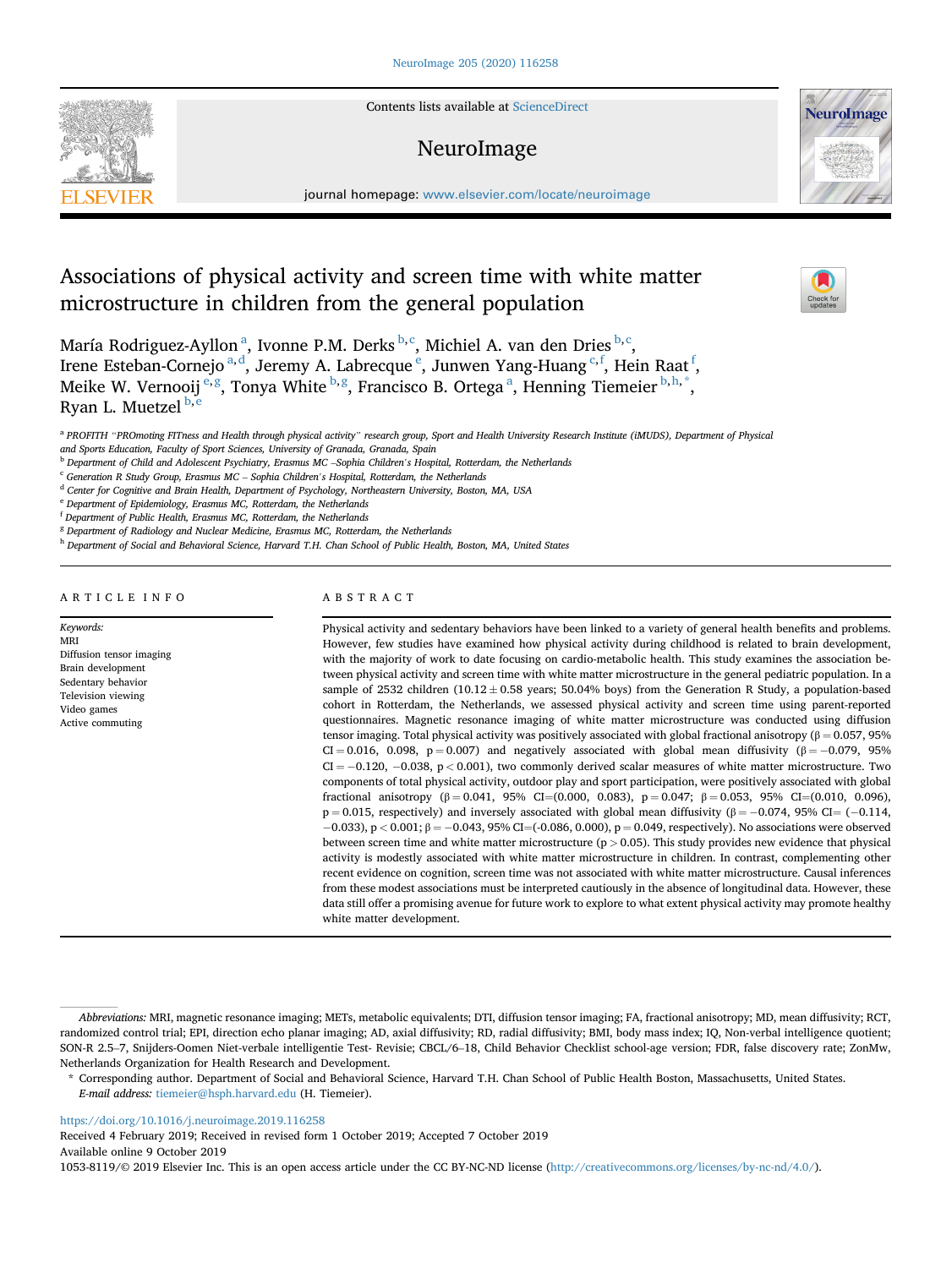# Associations of physical activity and screen time with white matter microstructure in children from the general population

María Rodriguez-Ayllon [a], Ivonne P.M. Derks [b,c], Michiel A. van den Dries [b,c], Irene Esteban-Cornejo [a,d], Jeremy A. Labrecque [e], Junwen Yang-Huang [c,f], Hein Raat [f], Meike W. Vernooij [e,g], Tonya White [b,g], Francisco B. Ortega [a], Henning Tiemeier [b,h,*], Ryan L. Muetzel [b,e]

[a] PROFITH "PROmoting FITness and Health through physical activity" research group, Sport and Health University Research Institute (iMUDS), Department of Physical and Sports Education, Faculty of Sport Sciences, University of Granada, Granada, Spain
[b] Department of Child and Adolescent Psychiatry, Erasmus MC –Sophia Children's Hospital, Rotterdam, the Netherlands
[c] Generation R Study Group, Erasmus MC – Sophia Children's Hospital, Rotterdam, the Netherlands
[d] Center for Cognitive and Brain Health, Department of Psychology, Northeastern University, Boston, MA, USA
[e] Department of Epidemiology, Erasmus MC, Rotterdam, the Netherlands
[f] Department of Public Health, Erasmus MC, Rotterdam, the Netherlands
[g] Department of Radiology and Nuclear Medicine, Erasmus MC, Rotterdam, the Netherlands
[h] Department of Social and Behavioral Science, Harvard T.H. Chan School of Public Health, Boston, MA, United States

## ARTICLE INFO

*Keywords:*
MRI
Diffusion tensor imaging
Brain development
Sedentary behavior
Television viewing
Video games
Active commuting

## ABSTRACT

Physical activity and sedentary behaviors have been linked to a variety of general health benefits and problems. However, few studies have examined how physical activity during childhood is related to brain development, with the majority of work to date focusing on cardio-metabolic health. This study examines the association between physical activity and screen time with white matter microstructure in the general pediatric population. In a sample of 2532 children ($10.12 \pm 0.58$ years; 50.04% boys) from the Generation R Study, a population-based cohort in Rotterdam, the Netherlands, we assessed physical activity and screen time using parent-reported questionnaires. Magnetic resonance imaging of white matter microstructure was conducted using diffusion tensor imaging. Total physical activity was positively associated with global fractional anisotropy ($\beta = 0.057$, 95% CI $= 0.016$, $0.098$, $p = 0.007$) and negatively associated with global mean diffusivity ($\beta = -0.079$, 95% CI $= -0.120$, $-0.038$, $p < 0.001$), two commonly derived scalar measures of white matter microstructure. Two components of total physical activity, outdoor play and sport participation, were positively associated with global fractional anisotropy ($\beta = 0.041$, 95% CI=(0.000, 0.083), $p = 0.047$; $\beta = 0.053$, 95% CI=(0.010, 0.096), $p = 0.015$, respectively) and inversely associated with global mean diffusivity ($\beta = -0.074$, 95% CI= ($-0.114$, $-0.033$), $p < 0.001$; $\beta = -0.043$, 95% CI=(-0.086, 0.000), $p = 0.049$, respectively). No associations were observed between screen time and white matter microstructure ($p > 0.05$). This study provides new evidence that physical activity is modestly associated with white matter microstructure in children. In contrast, complementing other recent evidence on cognition, screen time was not associated with white matter microstructure. Causal inferences from these modest associations must be interpreted cautiously in the absence of longitudinal data. However, these data still offer a promising avenue for future work to explore to what extent physical activity may promote healthy white matter development.

---

*Abbreviations:* MRI, magnetic resonance imaging; METs, metabolic equivalents; DTI, diffusion tensor imaging; FA, fractional anisotropy; MD, mean diffusivity; RCT, randomized control trial; EPI, direction echo planar imaging; AD, axial diffusivity; RD, radial diffusivity; BMI, body mass index; IQ, Non-verbal intelligence quotient; SON-R 2.5–7, Snijders-Oomen Niet-verbale intelligentie Test- Revisie; CBCL/6–18, Child Behavior Checklist school-age version; FDR, false discovery rate; ZonMw, Netherlands Organization for Health Research and Development.

\* Corresponding author. Department of Social and Behavioral Science, Harvard T.H. Chan School of Public Health Boston, Massachusetts, United States.
*E-mail address:* tiemeier@hsph.harvard.edu (H. Tiemeier).

https://doi.org/10.1016/j.neuroimage.2019.116258
Received 4 February 2019; Received in revised form 1 October 2019; Accepted 7 October 2019
Available online 9 October 2019
1053-8119/© 2019 Elsevier Inc. This is an open access article under the CC BY-NC-ND license (http://creativecommons.org/licenses/by-nc-nd/4.0/).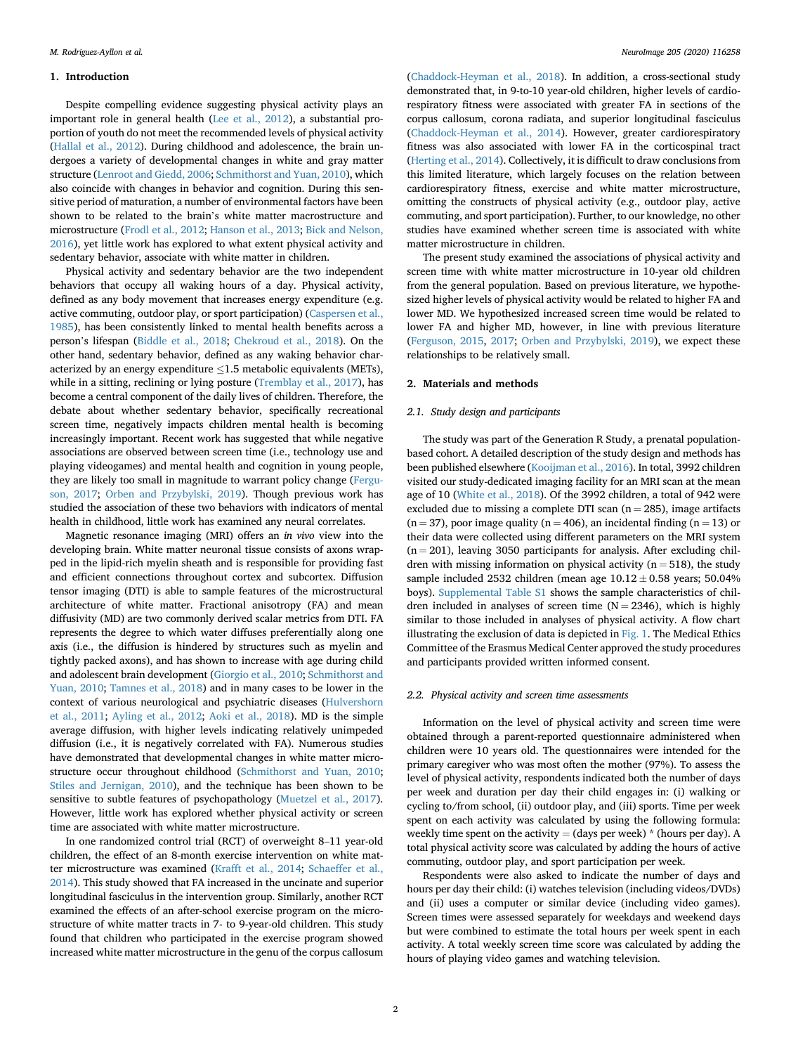## 1. Introduction

Despite compelling evidence suggesting physical activity plays an important role in general health (Lee et al., 2012), a substantial proportion of youth do not meet the recommended levels of physical activity (Hallal et al., 2012). During childhood and adolescence, the brain undergoes a variety of developmental changes in white and gray matter structure (Lenroot and Giedd, 2006; Schmithorst and Yuan, 2010), which also coincide with changes in behavior and cognition. During this sensitive period of maturation, a number of environmental factors have been shown to be related to the brain's white matter macrostructure and microstructure (Frodl et al., 2012; Hanson et al., 2013; Bick and Nelson, 2016), yet little work has explored to what extent physical activity and sedentary behavior, associate with white matter in children.

Physical activity and sedentary behavior are the two independent behaviors that occupy all waking hours of a day. Physical activity, defined as any body movement that increases energy expenditure (e.g. active commuting, outdoor play, or sport participation) (Caspersen et al., 1985), has been consistently linked to mental health benefits across a person's lifespan (Biddle et al., 2018; Chekroud et al., 2018). On the other hand, sedentary behavior, defined as any waking behavior characterized by an energy expenditure ≤1.5 metabolic equivalents (METs), while in a sitting, reclining or lying posture (Tremblay et al., 2017), has become a central component of the daily lives of children. Therefore, the debate about whether sedentary behavior, specifically recreational screen time, negatively impacts children mental health is becoming increasingly important. Recent work has suggested that while negative associations are observed between screen time (i.e., technology use and playing videogames) and mental health and cognition in young people, they are likely too small in magnitude to warrant policy change (Ferguson, 2017; Orben and Przybylski, 2019). Though previous work has studied the association of these two behaviors with indicators of mental health in childhood, little work has examined any neural correlates.

Magnetic resonance imaging (MRI) offers an *in vivo* view into the developing brain. White matter neuronal tissue consists of axons wrapped in the lipid-rich myelin sheath and is responsible for providing fast and efficient connections throughout cortex and subcortex. Diffusion tensor imaging (DTI) is able to sample features of the microstructural architecture of white matter. Fractional anisotropy (FA) and mean diffusivity (MD) are two commonly derived scalar metrics from DTI. FA represents the degree to which water diffuses preferentially along one axis (i.e., the diffusion is hindered by structures such as myelin and tightly packed axons), and has shown to increase with age during child and adolescent brain development (Giorgio et al., 2010; Schmithorst and Yuan, 2010; Tamnes et al., 2018) and in many cases to be lower in the context of various neurological and psychiatric diseases (Hulvershorn et al., 2011; Ayling et al., 2012; Aoki et al., 2018). MD is the simple average diffusion, with higher levels indicating relatively unimpeded diffusion (i.e., it is negatively correlated with FA). Numerous studies have demonstrated that developmental changes in white matter microstructure occur throughout childhood (Schmithorst and Yuan, 2010; Stiles and Jernigan, 2010), and the technique has been shown to be sensitive to subtle features of psychopathology (Muetzel et al., 2017). However, little work has explored whether physical activity or screen time are associated with white matter microstructure.

In one randomized control trial (RCT) of overweight 8–11 year-old children, the effect of an 8-month exercise intervention on white matter microstructure was examined (Krafft et al., 2014; Schaeffer et al., 2014). This study showed that FA increased in the uncinate and superior longitudinal fasciculus in the intervention group. Similarly, another RCT examined the effects of an after-school exercise program on the microstructure of white matter tracts in 7- to 9-year-old children. This study found that children who participated in the exercise program showed increased white matter microstructure in the genu of the corpus callosum (Chaddock-Heyman et al., 2018). In addition, a cross-sectional study demonstrated that, in 9-to-10 year-old children, higher levels of cardiorespiratory fitness were associated with greater FA in sections of the corpus callosum, corona radiata, and superior longitudinal fasciculus (Chaddock-Heyman et al., 2014). However, greater cardiorespiratory fitness was also associated with lower FA in the corticospinal tract (Herting et al., 2014). Collectively, it is difficult to draw conclusions from this limited literature, which largely focuses on the relation between cardiorespiratory fitness, exercise and white matter microstructure, omitting the constructs of physical activity (e.g., outdoor play, active commuting, and sport participation). Further, to our knowledge, no other studies have examined whether screen time is associated with white matter microstructure in children.

The present study examined the associations of physical activity and screen time with white matter microstructure in 10-year old children from the general population. Based on previous literature, we hypothesized higher levels of physical activity would be related to higher FA and lower MD. We hypothesized increased screen time would be related to lower FA and higher MD, however, in line with previous literature (Ferguson, 2015, 2017; Orben and Przybylski, 2019), we expect these relationships to be relatively small.

## 2. Materials and methods

### 2.1. Study design and participants

The study was part of the Generation R Study, a prenatal population-based cohort. A detailed description of the study design and methods has been published elsewhere (Kooijman et al., 2016). In total, 3992 children visited our study-dedicated imaging facility for an MRI scan at the mean age of 10 (White et al., 2018). Of the 3992 children, a total of 942 were excluded due to missing a complete DTI scan (n = 285), image artifacts (n = 37), poor image quality (n = 406), an incidental finding (n = 13) or their data were collected using different parameters on the MRI system (n = 201), leaving 3050 participants for analysis. After excluding children with missing information on physical activity (n = 518), the study sample included 2532 children (mean age 10.12 ± 0.58 years; 50.04% boys). Supplemental Table S1 shows the sample characteristics of children included in analyses of screen time (N = 2346), which is highly similar to those included in analyses of physical activity. A flow chart illustrating the exclusion of data is depicted in Fig. 1. The Medical Ethics Committee of the Erasmus Medical Center approved the study procedures and participants provided written informed consent.

### 2.2. Physical activity and screen time assessments

Information on the level of physical activity and screen time were obtained through a parent-reported questionnaire administered when children were 10 years old. The questionnaires were intended for the primary caregiver who was most often the mother (97%). To assess the level of physical activity, respondents indicated both the number of days per week and duration per day their child engages in: (i) walking or cycling to/from school, (ii) outdoor play, and (iii) sports. Time per week spent on each activity was calculated by using the following formula: weekly time spent on the activity = (days per week) * (hours per day). A total physical activity score was calculated by adding the hours of active commuting, outdoor play, and sport participation per week.

Respondents were also asked to indicate the number of days and hours per day their child: (i) watches television (including videos/DVDs) and (ii) uses a computer or similar device (including video games). Screen times were assessed separately for weekdays and weekend days but were combined to estimate the total hours per week spent in each activity. A total weekly screen time score was calculated by adding the hours of playing video games and watching television.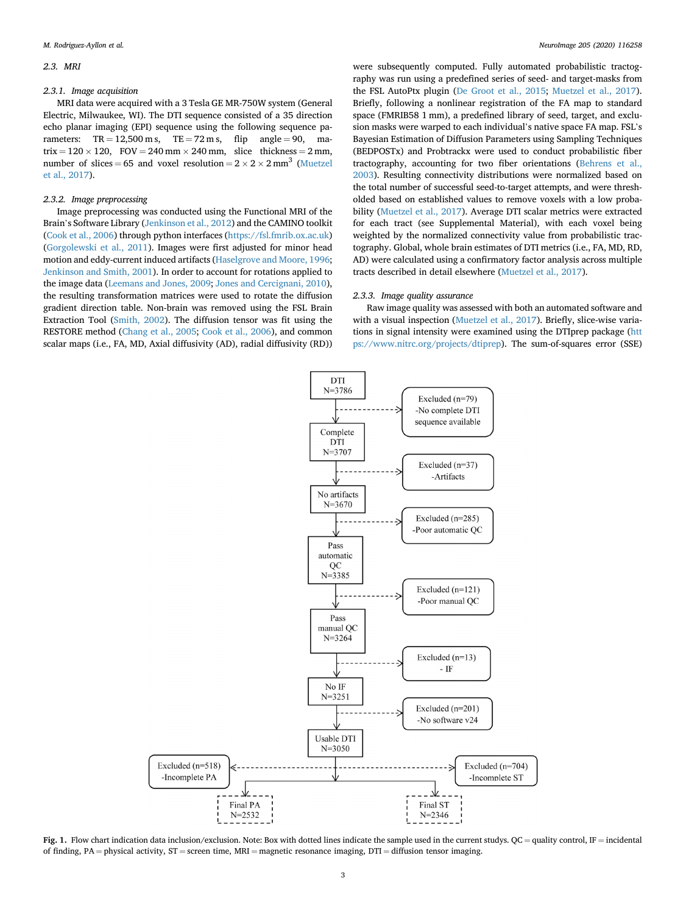### 2.3. MRI

#### 2.3.1. Image acquisition

MRI data were acquired with a 3 Tesla GE MR-750W system (General Electric, Milwaukee, WI). The DTI sequence consisted of a 35 direction echo planar imaging (EPI) sequence using the following sequence parameters: TR = 12,500 m s, TE = 72 m s, flip angle = 90, matrix = 120 × 120, FOV = 240 mm × 240 mm, slice thickness = 2 mm, number of slices = 65 and voxel resolution = 2 × 2 × 2 $mm^3$ (Muetzel et al., 2017).

#### 2.3.2. Image preprocessing

Image preprocessing was conducted using the Functional MRI of the Brain's Software Library (Jenkinson et al., 2012) and the CAMINO toolkit (Cook et al., 2006) through python interfaces (https://fsl.fmrib.ox.ac.uk) (Gorgolewski et al., 2011). Images were first adjusted for minor head motion and eddy-current induced artifacts (Haselgrove and Moore, 1996; Jenkinson and Smith, 2001). In order to account for rotations applied to the image data (Leemans and Jones, 2009; Jones and Cercignani, 2010), the resulting transformation matrices were used to rotate the diffusion gradient direction table. Non-brain was removed using the FSL Brain Extraction Tool (Smith, 2002). The diffusion tensor was fit using the RESTORE method (Chang et al., 2005; Cook et al., 2006), and common scalar maps (i.e., FA, MD, Axial diffusivity (AD), radial diffusivity (RD)) were subsequently computed. Fully automated probabilistic tractography was run using a predefined series of seed- and target-masks from the FSL AutoPtx plugin (De Groot et al., 2015; Muetzel et al., 2017). Briefly, following a nonlinear registration of the FA map to standard space (FMRIB58 1 mm), a predefined library of seed, target, and exclusion masks were warped to each individual's native space FA map. FSL's Bayesian Estimation of Diffusion Parameters using Sampling Techniques (BEDPOSTx) and Probtrackx were used to conduct probabilistic fiber tractography, accounting for two fiber orientations (Behrens et al., 2003). Resulting connectivity distributions were normalized based on the total number of successful seed-to-target attempts, and were thresholded based on established values to remove voxels with a low probability (Muetzel et al., 2017). Average DTI scalar metrics were extracted for each tract (see Supplemental Material), with each voxel being weighted by the normalized connectivity value from probabilistic tractography. Global, whole brain estimates of DTI metrics (i.e., FA, MD, RD, AD) were calculated using a confirmatory factor analysis across multiple tracts described in detail elsewhere (Muetzel et al., 2017).

#### 2.3.3. Image quality assurance

Raw image quality was assessed with both an automated software and with a visual inspection (Muetzel et al., 2017). Briefly, slice-wise variations in signal intensity were examined using the DTIprep package (https://www.nitrc.org/projects/dtiprep). The sum-of-squares error (SSE)

DTI N=3786 → Excluded (n=79) -No complete DTI sequence available
Complete DTI N=3707 → Excluded (n=37) -Artifacts
No artifacts N=3670 → Excluded (n=285) -Poor automatic QC
Pass automatic QC N=3385 → Excluded (n=121) -Poor manual QC
Pass manual QC N=3264 → Excluded (n=13) - IF
No IF N=3251 → Excluded (n=201) -No software v24
Usable DTI N=3050 → Excluded (n=518) -Incomplete PA; Excluded (n=704) -Incomplete ST
Final PA N=2532
Final ST N=2346

**Fig. 1.** Flow chart indication data inclusion/exclusion. Note: Box with dotted lines indicate the sample used in the current studys. QC = quality control, IF = incidental of finding, PA = physical activity, ST = screen time, MRI = magnetic resonance imaging, DTI = diffusion tensor imaging.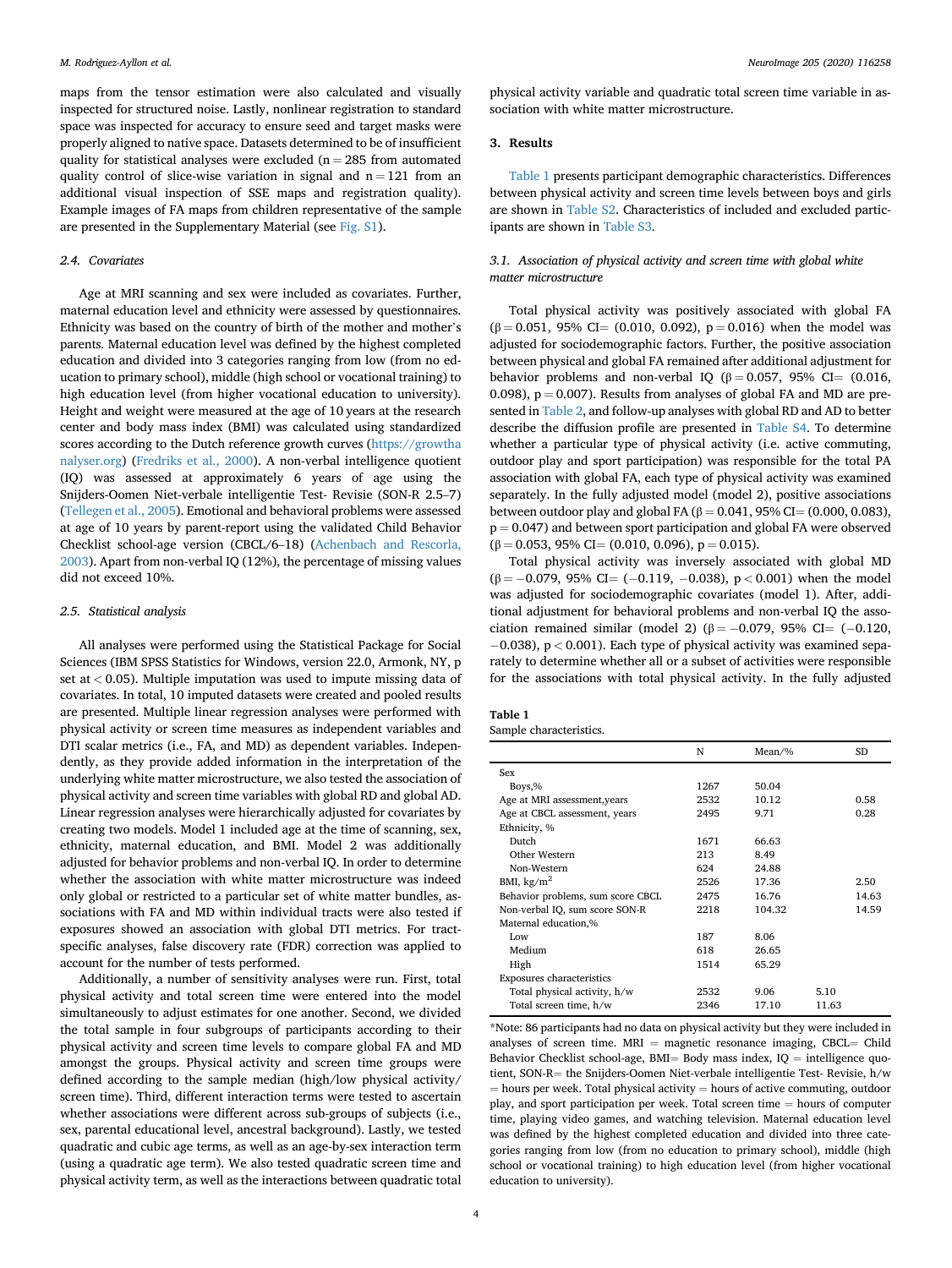maps from the tensor estimation were also calculated and visually inspected for structured noise. Lastly, nonlinear registration to standard space was inspected for accuracy to ensure seed and target masks were properly aligned to native space. Datasets determined to be of insufficient quality for statistical analyses were excluded (n = 285 from automated quality control of slice-wise variation in signal and n = 121 from an additional visual inspection of SSE maps and registration quality). Example images of FA maps from children representative of the sample are presented in the Supplementary Material (see Fig. S1).

### 2.4. Covariates

Age at MRI scanning and sex were included as covariates. Further, maternal education level and ethnicity were assessed by questionnaires. Ethnicity was based on the country of birth of the mother and mother's parents. Maternal education level was defined by the highest completed education and divided into 3 categories ranging from low (from no education to primary school), middle (high school or vocational training) to high education level (from higher vocational education to university). Height and weight were measured at the age of 10 years at the research center and body mass index (BMI) was calculated using standardized scores according to the Dutch reference growth curves (https://growthanalyser.org) (Fredriks et al., 2000). A non-verbal intelligence quotient (IQ) was assessed at approximately 6 years of age using the Snijders-Oomen Niet-verbale intelligentie Test- Revisie (SON-R 2.5–7) (Tellegen et al., 2005). Emotional and behavioral problems were assessed at age of 10 years by parent-report using the validated Child Behavior Checklist school-age version (CBCL/6–18) (Achenbach and Rescorla, 2003). Apart from non-verbal IQ (12%), the percentage of missing values did not exceed 10%.

### 2.5. Statistical analysis

All analyses were performed using the Statistical Package for Social Sciences (IBM SPSS Statistics for Windows, version 22.0, Armonk, NY, p set at < 0.05). Multiple imputation was used to impute missing data of covariates. In total, 10 imputed datasets were created and pooled results are presented. Multiple linear regression analyses were performed with physical activity or screen time measures as independent variables and DTI scalar metrics (i.e., FA, and MD) as dependent variables. Independently, as they provide added information in the interpretation of the underlying white matter microstructure, we also tested the association of physical activity and screen time variables with global RD and global AD. Linear regression analyses were hierarchically adjusted for covariates by creating two models. Model 1 included age at the time of scanning, sex, ethnicity, maternal education, and BMI. Model 2 was additionally adjusted for behavior problems and non-verbal IQ. In order to determine whether the association with white matter microstructure was indeed only global or restricted to a particular set of white matter bundles, associations with FA and MD within individual tracts were also tested if exposures showed an association with global DTI metrics. For tract-specific analyses, false discovery rate (FDR) correction was applied to account for the number of tests performed.

Additionally, a number of sensitivity analyses were run. First, total physical activity and total screen time were entered into the model simultaneously to adjust estimates for one another. Second, we divided the total sample in four subgroups of participants according to their physical activity and screen time levels to compare global FA and MD amongst the groups. Physical activity and screen time groups were defined according to the sample median (high/low physical activity/screen time). Third, different interaction terms were tested to ascertain whether associations were different across sub-groups of subjects (i.e., sex, parental educational level, ancestral background). Lastly, we tested quadratic and cubic age terms, as well as an age-by-sex interaction term (using a quadratic age term). We also tested quadratic screen time and physical activity term, as well as the interactions between quadratic total physical activity variable and quadratic total screen time variable in association with white matter microstructure.

## 3. Results

Table 1 presents participant demographic characteristics. Differences between physical activity and screen time levels between boys and girls are shown in Table S2. Characteristics of included and excluded participants are shown in Table S3.

### 3.1. Association of physical activity and screen time with global white matter microstructure

Total physical activity was positively associated with global FA (β = 0.051, 95% CI= (0.010, 0.092), p = 0.016) when the model was adjusted for sociodemographic factors. Further, the positive association between physical and global FA remained after additional adjustment for behavior problems and non-verbal IQ (β = 0.057, 95% CI= (0.016, 0.098), p = 0.007). Results from analyses of global FA and MD are presented in Table 2, and follow-up analyses with global RD and AD to better describe the diffusion profile are presented in Table S4. To determine whether a particular type of physical activity (i.e. active commuting, outdoor play and sport participation) was responsible for the total PA association with global FA, each type of physical activity was examined separately. In the fully adjusted model (model 2), positive associations between outdoor play and global FA (β = 0.041, 95% CI= (0.000, 0.083), p = 0.047) and between sport participation and global FA were observed (β = 0.053, 95% CI= (0.010, 0.096), p = 0.015).

Total physical activity was inversely associated with global MD (β = −0.079, 95% CI= (−0.119, −0.038), p < 0.001) when the model was adjusted for sociodemographic covariates (model 1). After, additional adjustment for behavioral problems and non-verbal IQ the association remained similar (model 2) (β = −0.079, 95% CI= (−0.120, −0.038), p < 0.001). Each type of physical activity was examined separately to determine whether all or a subset of activities were responsible for the associations with total physical activity. In the fully adjusted

**Table 1**
Sample characteristics.

| | N | Mean/% | SD |
|---|---|---|---|
| Sex | | | |
| Boys,% | 1267 | 50.04 | |
| Age at MRI assessment,years | 2532 | 10.12 | 0.58 |
| Age at CBCL assessment, years | 2495 | 9.71 | 0.28 |
| Ethnicity, % | | | |
| Dutch | 1671 | 66.63 | |
| Other Western | 213 | 8.49 | |
| Non-Western | 624 | 24.88 | |
| BMI, kg/m$^2$ | 2526 | 17.36 | 2.50 |
| Behavior problems, sum score CBCL | 2475 | 16.76 | 14.63 |
| Non-verbal IQ, sum score SON-R | 2218 | 104.32 | 14.59 |
| Maternal education,% | | | |
| Low | 187 | 8.06 | |
| Medium | 618 | 26.65 | |
| High | 1514 | 65.29 | |
| Exposures characteristics | | | |
| Total physical activity, h/w | 2532 | 9.06 | 5.10 |
| Total screen time, h/w | 2346 | 17.10 | 11.63 |

*Note: 86 participants had no data on physical activity but they were included in analyses of screen time. MRI = magnetic resonance imaging, CBCL= Child Behavior Checklist school-age, BMI= Body mass index, IQ = intelligence quotient, SON-R= the Snijders-Oomen Niet-verbale intelligentie Test- Revisie, h/w = hours per week. Total physical activity = hours of active commuting, outdoor play, and sport participation per week. Total screen time = hours of computer time, playing video games, and watching television. Maternal education level was defined by the highest completed education and divided into three categories ranging from low (from no education to primary school), middle (high school or vocational training) to high education level (from higher vocational education to university).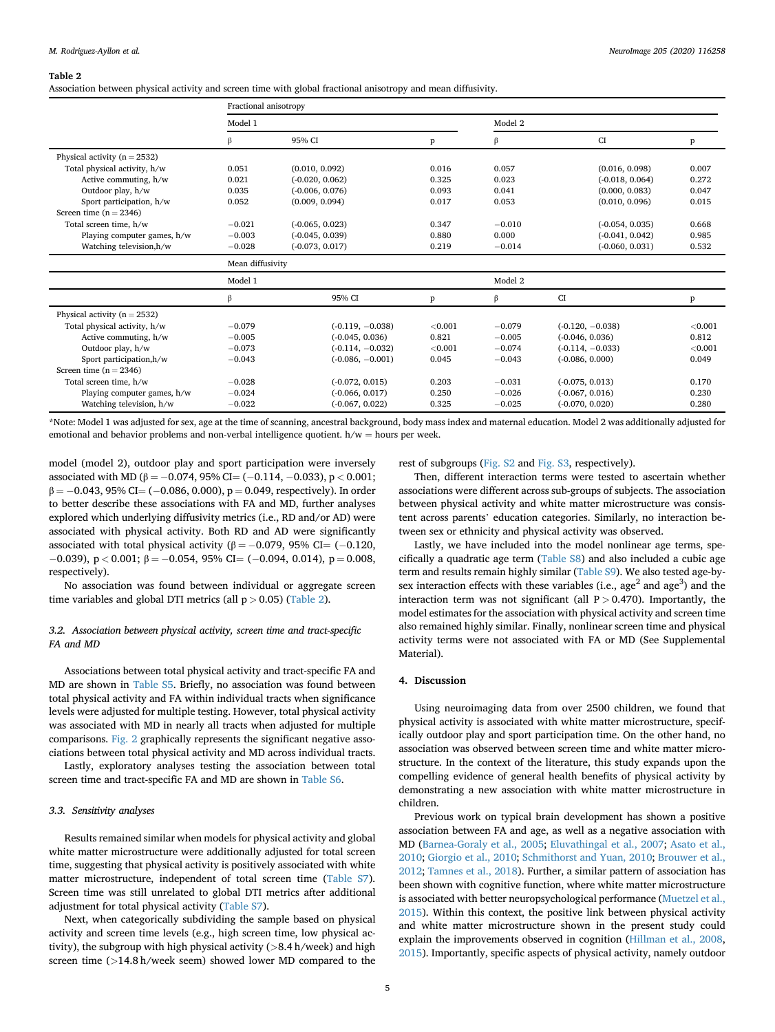**Table 2**
Association between physical activity and screen time with global fractional anisotropy and mean diffusivity.

| | Fractional anisotropy | | | | | |
|---|---|---|---|---|---|---|
| | Model 1 | | | Model 2 | | |
| | β | 95% CI | p | β | CI | p |
| Physical activity (n = 2532) | | | | | | |
| Total physical activity, h/w | 0.051 | (0.010, 0.092) | 0.016 | 0.057 | (0.016, 0.098) | 0.007 |
| Active commuting, h/w | 0.021 | (-0.020, 0.062) | 0.325 | 0.023 | (-0.018, 0.064) | 0.272 |
| Outdoor play, h/w | 0.035 | (-0.006, 0.076) | 0.093 | 0.041 | (0.000, 0.083) | 0.047 |
| Sport participation, h/w | 0.052 | (0.009, 0.094) | 0.017 | 0.053 | (0.010, 0.096) | 0.015 |
| Screen time (n = 2346) | | | | | | |
| Total screen time, h/w | −0.021 | (-0.065, 0.023) | 0.347 | −0.010 | (-0.054, 0.035) | 0.668 |
| Playing computer games, h/w | −0.003 | (-0.045, 0.039) | 0.880 | 0.000 | (-0.041, 0.042) | 0.985 |
| Watching television,h/w | −0.028 | (-0.073, 0.017) | 0.219 | −0.014 | (-0.060, 0.031) | 0.532 |
| | **Mean diffusivity** | | | | | |
| | Model 1 | | | Model 2 | | |
| | β | 95% CI | p | β | CI | p |
| Physical activity (n = 2532) | | | | | | |
| Total physical activity, h/w | −0.079 | (-0.119, −0.038) | <0.001 | −0.079 | (-0.120, −0.038) | <0.001 |
| Active commuting, h/w | −0.005 | (-0.045, 0.036) | 0.821 | −0.005 | (-0.046, 0.036) | 0.812 |
| Outdoor play, h/w | −0.073 | (-0.114, −0.032) | <0.001 | −0.074 | (-0.114, −0.033) | <0.001 |
| Sport participation,h/w | −0.043 | (-0.086, −0.001) | 0.045 | −0.043 | (-0.086, 0.000) | 0.049 |
| Screen time (n = 2346) | | | | | | |
| Total screen time, h/w | −0.028 | (-0.072, 0.015) | 0.203 | −0.031 | (-0.075, 0.013) | 0.170 |
| Playing computer games, h/w | −0.024 | (-0.066, 0.017) | 0.250 | −0.026 | (-0.067, 0.016) | 0.230 |
| Watching television, h/w | −0.022 | (-0.067, 0.022) | 0.325 | −0.025 | (-0.070, 0.020) | 0.280 |

*Note: Model 1 was adjusted for sex, age at the time of scanning, ancestral background, body mass index and maternal education. Model 2 was additionally adjusted for emotional and behavior problems and non-verbal intelligence quotient. h/w = hours per week.

model (model 2), outdoor play and sport participation were inversely associated with MD (β = −0.074, 95% CI= (−0.114, −0.033), p < 0.001; β = −0.043, 95% CI= (−0.086, 0.000), p = 0.049, respectively). In order to better describe these associations with FA and MD, further analyses explored which underlying diffusivity metrics (i.e., RD and/or AD) were associated with physical activity. Both RD and AD were significantly associated with total physical activity (β = −0.079, 95% CI= (−0.120, −0.039), p < 0.001; β = −0.054, 95% CI= (−0.094, 0.014), p = 0.008, respectively).

No association was found between individual or aggregate screen time variables and global DTI metrics (all p > 0.05) (Table 2).

### 3.2. Association between physical activity, screen time and tract-specific FA and MD

Associations between total physical activity and tract-specific FA and MD are shown in Table S5. Briefly, no association was found between total physical activity and FA within individual tracts when significance levels were adjusted for multiple testing. However, total physical activity was associated with MD in nearly all tracts when adjusted for multiple comparisons. Fig. 2 graphically represents the significant negative associations between total physical activity and MD across individual tracts.

Lastly, exploratory analyses testing the association between total screen time and tract-specific FA and MD are shown in Table S6.

### 3.3. Sensitivity analyses

Results remained similar when models for physical activity and global white matter microstructure were additionally adjusted for total screen time, suggesting that physical activity is positively associated with white matter microstructure, independent of total screen time (Table S7). Screen time was still unrelated to global DTI metrics after additional adjustment for total physical activity (Table S7).

Next, when categorically subdividing the sample based on physical activity and screen time levels (e.g., high screen time, low physical activity), the subgroup with high physical activity (>8.4 h/week) and high screen time (>14.8 h/week seem) showed lower MD compared to the rest of subgroups (Fig. S2 and Fig. S3, respectively).

Then, different interaction terms were tested to ascertain whether associations were different across sub-groups of subjects. The association between physical activity and white matter microstructure was consistent across parents' education categories. Similarly, no interaction between sex or ethnicity and physical activity was observed.

Lastly, we have included into the model nonlinear age terms, specifically a quadratic age term (Table S8) and also included a cubic age term and results remain highly similar (Table S9). We also tested age-by-sex interaction effects with these variables (i.e., $age^2$ and $age^3$) and the interaction term was not significant (all P > 0.470). Importantly, the model estimates for the association with physical activity and screen time also remained highly similar. Finally, nonlinear screen time and physical activity terms were not associated with FA or MD (See Supplemental Material).

## 4. Discussion

Using neuroimaging data from over 2500 children, we found that physical activity is associated with white matter microstructure, specifically outdoor play and sport participation time. On the other hand, no association was observed between screen time and white matter microstructure. In the context of the literature, this study expands upon the compelling evidence of general health benefits of physical activity by demonstrating a new association with white matter microstructure in children.

Previous work on typical brain development has shown a positive association between FA and age, as well as a negative association with MD (Barnea-Goraly et al., 2005; Eluvathingal et al., 2007; Asato et al., 2010; Giorgio et al., 2010; Schmithorst and Yuan, 2010; Brouwer et al., 2012; Tamnes et al., 2018). Further, a similar pattern of association has been shown with cognitive function, where white matter microstructure is associated with better neuropsychological performance (Muetzel et al., 2015). Within this context, the positive link between physical activity and white matter microstructure shown in the present study could explain the improvements observed in cognition (Hillman et al., 2008, 2015). Importantly, specific aspects of physical activity, namely outdoor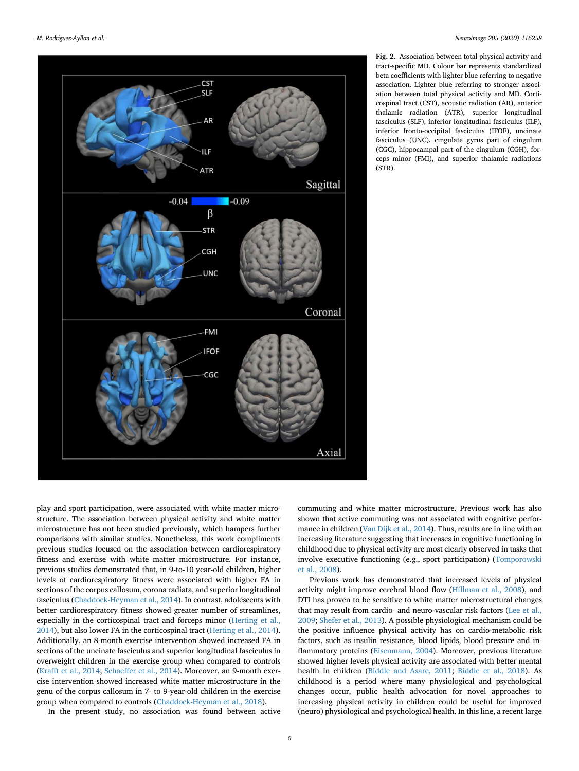Fig. 2. Association between total physical activity and tract-specific MD. Colour bar represents standardized beta coefficients with lighter blue referring to negative association. Lighter blue referring to stronger association between total physical activity and MD. Corticospinal tract (CST), acoustic radiation (AR), anterior thalamic radiation (ATR), superior longitudinal fasciculus (SLF), inferior longitudinal fasciculus (ILF), inferior fronto-occipital fasciculus (IFOF), uncinate fasciculus (UNC), cingulate gyrus part of cingulum (CGC), hippocampal part of the cingulum (CGH), forceps minor (FMI), and superior thalamic radiations (STR).

play and sport participation, were associated with white matter microstructure. The association between physical activity and white matter microstructure has not been studied previously, which hampers further comparisons with similar studies. Nonetheless, this work compliments previous studies focused on the association between cardiorespiratory fitness and exercise with white matter microstructure. For instance, previous studies demonstrated that, in 9-to-10 year-old children, higher levels of cardiorespiratory fitness were associated with higher FA in sections of the corpus callosum, corona radiata, and superior longitudinal fasciculus (Chaddock-Heyman et al., 2014). In contrast, adolescents with better cardiorespiratory fitness showed greater number of streamlines, especially in the corticospinal tract and forceps minor (Herting et al., 2014), but also lower FA in the corticospinal tract (Herting et al., 2014). Additionally, an 8-month exercise intervention showed increased FA in sections of the uncinate fasciculus and superior longitudinal fasciculus in overweight children in the exercise group when compared to controls (Krafft et al., 2014; Schaeffer et al., 2014). Moreover, an 9-month exercise intervention showed increased white matter microstructure in the genu of the corpus callosum in 7- to 9-year-old children in the exercise group when compared to controls (Chaddock-Heyman et al., 2018).

In the present study, no association was found between active commuting and white matter microstructure. Previous work has also shown that active commuting was not associated with cognitive performance in children (Van Dijk et al., 2014). Thus, results are in line with an increasing literature suggesting that increases in cognitive functioning in childhood due to physical activity are most clearly observed in tasks that involve executive functioning (e.g., sport participation) (Tomporowski et al., 2008).

Previous work has demonstrated that increased levels of physical activity might improve cerebral blood flow (Hillman et al., 2008), and DTI has proven to be sensitive to white matter microstructural changes that may result from cardio- and neuro-vascular risk factors (Lee et al., 2009; Shefer et al., 2013). A possible physiological mechanism could be the positive influence physical activity has on cardio-metabolic risk factors, such as insulin resistance, blood lipids, blood pressure and inflammatory proteins (Eisenmann, 2004). Moreover, previous literature showed higher levels physical activity are associated with better mental health in children (Biddle and Asare, 2011; Biddle et al., 2018). As childhood is a period where many physiological and psychological changes occur, public health advocation for novel approaches to increasing physical activity in children could be useful for improved (neuro) physiological and psychological health. In this line, a recent large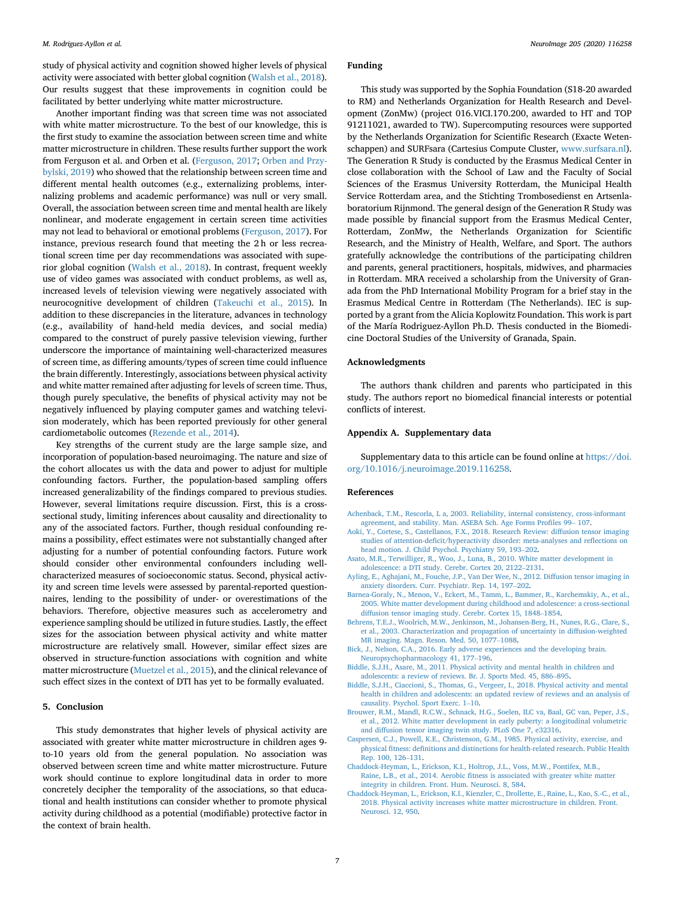study of physical activity and cognition showed higher levels of physical activity were associated with better global cognition (Walsh et al., 2018). Our results suggest that these improvements in cognition could be facilitated by better underlying white matter microstructure.

Another important finding was that screen time was not associated with white matter microstructure. To the best of our knowledge, this is the first study to examine the association between screen time and white matter microstructure in children. These results further support the work from Ferguson et al. and Orben et al. (Ferguson, 2017; Orben and Przybylski, 2019) who showed that the relationship between screen time and different mental health outcomes (e.g., externalizing problems, internalizing problems and academic performance) was null or very small. Overall, the association between screen time and mental health are likely nonlinear, and moderate engagement in certain screen time activities may not lead to behavioral or emotional problems (Ferguson, 2017). For instance, previous research found that meeting the 2 h or less recreational screen time per day recommendations was associated with superior global cognition (Walsh et al., 2018). In contrast, frequent weekly use of video games was associated with conduct problems, as well as, increased levels of television viewing were negatively associated with neurocognitive development of children (Takeuchi et al., 2015). In addition to these discrepancies in the literature, advances in technology (e.g., availability of hand-held media devices, and social media) compared to the construct of purely passive television viewing, further underscore the importance of maintaining well-characterized measures of screen time, as differing amounts/types of screen time could influence the brain differently. Interestingly, associations between physical activity and white matter remained after adjusting for levels of screen time. Thus, though purely speculative, the benefits of physical activity may not be negatively influenced by playing computer games and watching television moderately, which has been reported previously for other general cardiometabolic outcomes (Rezende et al., 2014).

Key strengths of the current study are the large sample size, and incorporation of population-based neuroimaging. The nature and size of the cohort allocates us with the data and power to adjust for multiple confounding factors. Further, the population-based sampling offers increased generalizability of the findings compared to previous studies. However, several limitations require discussion. First, this is a cross-sectional study, limiting inferences about causality and directionality to any of the associated factors. Further, though residual confounding remains a possibility, effect estimates were not substantially changed after adjusting for a number of potential confounding factors. Future work should consider other environmental confounders including well-characterized measures of socioeconomic status. Second, physical activity and screen time levels were assessed by parental-reported questionnaires, lending to the possibility of under- or overestimations of the behaviors. Therefore, objective measures such as accelerometry and experience sampling should be utilized in future studies. Lastly, the effect sizes for the association between physical activity and white matter microstructure are relatively small. However, similar effect sizes are observed in structure-function associations with cognition and white matter microstructure (Muetzel et al., 2015), and the clinical relevance of such effect sizes in the context of DTI has yet to be formally evaluated.

## 5. Conclusion

This study demonstrates that higher levels of physical activity are associated with greater white matter microstructure in children ages 9-to-10 years old from the general population. No association was observed between screen time and white matter microstructure. Future work should continue to explore longitudinal data in order to more concretely decipher the temporality of the associations, so that educational and health institutions can consider whether to promote physical activity during childhood as a potential (modifiable) protective factor in the context of brain health.

## Funding

This study was supported by the Sophia Foundation (S18-20 awarded to RM) and Netherlands Organization for Health Research and Development (ZonMw) (project 016.VICI.170.200, awarded to HT and TOP 91211021, awarded to TW). Supercomputing resources were supported by the Netherlands Organization for Scientific Research (Exacte Wetenschappen) and SURFsara (Cartesius Compute Cluster, www.surfsara.nl). The Generation R Study is conducted by the Erasmus Medical Center in close collaboration with the School of Law and the Faculty of Social Sciences of the Erasmus University Rotterdam, the Municipal Health Service Rotterdam area, and the Stichting Trombosedienst en Artsenlaboratorium Rijnmond. The general design of the Generation R Study was made possible by financial support from the Erasmus Medical Center, Rotterdam, ZonMw, the Netherlands Organization for Scientific Research, and the Ministry of Health, Welfare, and Sport. The authors gratefully acknowledge the contributions of the participating children and parents, general practitioners, hospitals, midwives, and pharmacies in Rotterdam. MRA received a scholarship from the University of Granada from the PhD International Mobility Program for a brief stay in the Erasmus Medical Centre in Rotterdam (The Netherlands). IEC is supported by a grant from the Alicia Koplowitz Foundation. This work is part of the María Rodriguez-Ayllon Ph.D. Thesis conducted in the Biomedicine Doctoral Studies of the University of Granada, Spain.

## Acknowledgments

The authors thank children and parents who participated in this study. The authors report no biomedical financial interests or potential conflicts of interest.

## Appendix A. Supplementary data

Supplementary data to this article can be found online at https://doi.org/10.1016/j.neuroimage.2019.116258.

## References

Achenback, T.M., Rescorla, L a, 2003. Reliability, internal consistency, cross-informant agreement, and stability. Man. ASEBA Sch. Age Forms Profiles 99– 107.

Aoki, Y., Cortese, S., Castellanos, F.X., 2018. Research Review: diffusion tensor imaging studies of attention-deficit/hyperactivity disorder: meta-analyses and reflections on head motion. J. Child Psychol. Psychiatry 59, 193–202.

Asato, M.R., Terwilliger, R., Woo, J., Luna, B., 2010. White matter development in adolescence: a DTI study. Cerebr. Cortex 20, 2122–2131.

Ayling, E., Aghajani, M., Fouche, J.P., Van Der Wee, N., 2012. Diffusion tensor imaging in anxiety disorders. Curr. Psychiatr. Rep. 14, 197–202.

Barnea-Goraly, N., Menon, V., Eckert, M., Tamm, L., Bammer, R., Karchemskiy, A., et al., 2005. White matter development during childhood and adolescence: a cross-sectional diffusion tensor imaging study. Cerebr. Cortex 15, 1848–1854.

Behrens, T.E.J., Woolrich, M.W., Jenkinson, M., Johansen-Berg, H., Nunes, R.G., Clare, S., et al., 2003. Characterization and propagation of uncertainty in diffusion-weighted MR imaging. Magn. Reson. Med. 50, 1077–1088.

Bick, J., Nelson, C.A., 2016. Early adverse experiences and the developing brain. Neuropsychopharmacology 41, 177–196.

Biddle, S.J.H., Asare, M., 2011. Physical activity and mental health in children and adolescents: a review of reviews. Br. J. Sports Med. 45, 886–895.

Biddle, S.J.H., Ciaccioni, S., Thomas, G., Vergeer, I., 2018. Physical activity and mental health in children and adolescents: an updated review of reviews and an analysis of causality. Psychol. Sport Exerc. 1–10.

Brouwer, R.M., Mandl, R.C.W., Schnack, H.G., Soelen, ILC va, Baal, GC van, Peper, J.S., et al., 2012. White matter development in early puberty: a longitudinal volumetric and diffusion tensor imaging twin study. PLoS One 7, e32316.

Caspersen, C.J., Powell, K.E., Christenson, G.M., 1985. Physical activity, exercise, and physical fitness: definitions and distinctions for health-related research. Public Health Rep. 100, 126–131.

Chaddock-Heyman, L., Erickson, K.I., Holtrop, J.L., Voss, M.W., Pontifex, M.B., Raine, L.B., et al., 2014. Aerobic fitness is associated with greater white matter integrity in children. Front. Hum. Neurosci. 8, 584.

Chaddock-Heyman, L., Erickson, K.I., Kienzler, C., Drollette, E., Raine, L., Kao, S.-C., et al., 2018. Physical activity increases white matter microstructure in children. Front. Neurosci. 12, 950.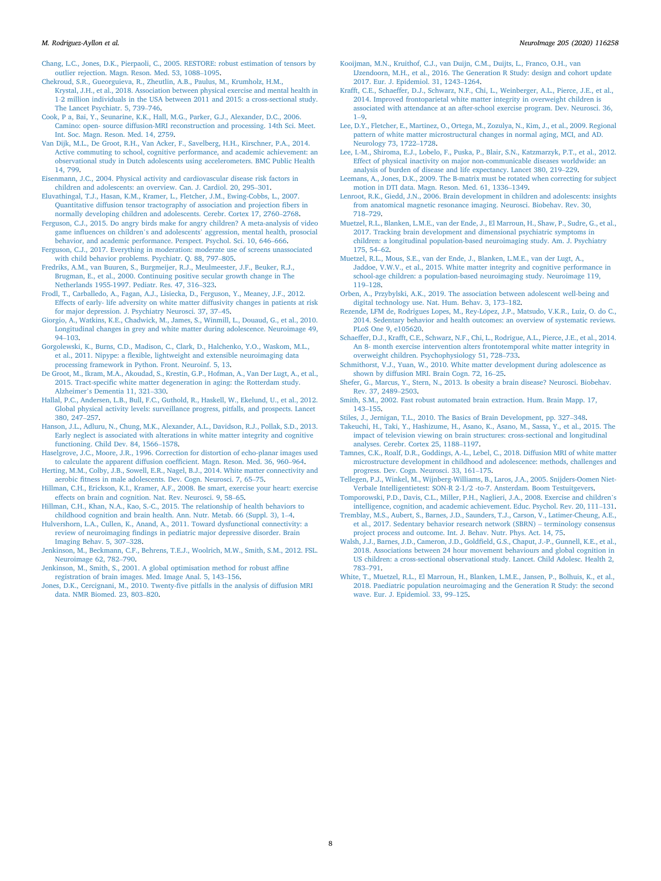Chang, L.C., Jones, D.K., Pierpaoli, C., 2005. RESTORE: robust estimation of tensors by outlier rejection. Magn. Reson. Med. 53, 1088–1095.

Chekroud, S.R., Gueorguieva, R., Zheutlin, A.B., Paulus, M., Krumholz, H.M., Krystal, J.H., et al., 2018. Association between physical exercise and mental health in 1·2 million individuals in the USA between 2011 and 2015: a cross-sectional study. The Lancet Psychiatr. 5, 739–746.

Cook, P a, Bai, Y., Seunarine, K.K., Hall, M.G., Parker, G.J., Alexander, D.C., 2006. Camino: open- source diffusion-MRI reconstruction and processing. 14th Sci. Meet. Int. Soc. Magn. Reson. Med. 14, 2759.

Van Dijk, M.L., De Groot, R.H., Van Acker, F., Savelberg, H.H., Kirschner, P.A., 2014. Active commuting to school, cognitive performance, and academic achievement: an observational study in Dutch adolescents using accelerometers. BMC Public Health 14, 799.

Eisenmann, J.C., 2004. Physical activity and cardiovascular disease risk factors in children and adolescents: an overview. Can. J. Cardiol. 20, 295–301.

Eluvathingal, T.J., Hasan, K.M., Kramer, L., Fletcher, J.M., Ewing-Cobbs, L., 2007. Quantitative diffusion tensor tractography of association and projection fibers in normally developing children and adolescents. Cerebr. Cortex 17, 2760–2768.

Ferguson, C.J., 2015. Do angry birds make for angry children? A meta-analysis of video game influences on children's and adolescents' aggression, mental health, prosocial behavior, and academic performance. Perspect. Psychol. Sci. 10, 646–666.

Ferguson, C.J., 2017. Everything in moderation: moderate use of screens unassociated with child behavior problems. Psychiatr. Q. 88, 797–805.

Fredriks, A.M., van Buuren, S., Burgmeijer, R.J., Meulmeester, J.F., Beuker, R.J., Brugman, E., et al., 2000. Continuing positive secular growth change in The Netherlands 1955-1997. Pediatr. Res. 47, 316–323.

Frodl, T., Carballedo, A., Fagan, A.J., Lisiecka, D., Ferguson, Y., Meaney, J.F., 2012. Effects of early- life adversity on white matter diffusivity changes in patients at risk for major depression. J. Psychiatry Neurosci. 37, 37–45.

Giorgio, A., Watkins, K.E., Chadwick, M., James, S., Winmill, L., Douaud, G., et al., 2010. Longitudinal changes in grey and white matter during adolescence. Neuroimage 49, 94–103.

Gorgolewski, K., Burns, C.D., Madison, C., Clark, D., Halchenko, Y.O., Waskom, M.L., et al., 2011. Nipype: a flexible, lightweight and extensible neuroimaging data processing framework in Python. Front. Neuroinf. 5, 13.

De Groot, M., Ikram, M.A., Akoudad, S., Krestin, G.P., Hofman, A., Van Der Lugt, A., et al., 2015. Tract-specific white matter degeneration in aging: the Rotterdam study. Alzheimer's Dementia 11, 321–330.

Hallal, P.C., Andersen, L.B., Bull, F.C., Guthold, R., Haskell, W., Ekelund, U., et al., 2012. Global physical activity levels: surveillance progress, pitfalls, and prospects. Lancet 380, 247–257.

Hanson, J.L., Adluru, N., Chung, M.K., Alexander, A.L., Davidson, R.J., Pollak, S.D., 2013. Early neglect is associated with alterations in white matter integrity and cognitive functioning. Child Dev. 84, 1566–1578.

Haselgrove, J.C., Moore, J.R., 1996. Correction for distortion of echo-planar images used to calculate the apparent diffusion coefficient. Magn. Reson. Med. 36, 960–964.

Herting, M.M., Colby, J.B., Sowell, E.R., Nagel, B.J., 2014. White matter connectivity and aerobic fitness in male adolescents. Dev. Cogn. Neurosci. 7, 65–75.

Hillman, C.H., Erickson, K.I., Kramer, A.F., 2008. Be smart, exercise your heart: exercise effects on brain and cognition. Nat. Rev. Neurosci. 9, 58–65.

Hillman, C.H., Khan, N.A., Kao, S.-C., 2015. The relationship of health behaviors to childhood cognition and brain health. Ann. Nutr. Metab. 66 (Suppl. 3), 1–4.

Hulvershorn, L.A., Cullen, K., Anand, A., 2011. Toward dysfunctional connectivity: a review of neuroimaging findings in pediatric major depressive disorder. Brain Imaging Behav. 5, 307–328.

Jenkinson, M., Beckmann, C.F., Behrens, T.E.J., Woolrich, M.W., Smith, S.M., 2012. FSL. Neuroimage 62, 782–790.

Jenkinson, M., Smith, S., 2001. A global optimisation method for robust affine registration of brain images. Med. Image Anal. 5, 143–156.

Jones, D.K., Cercignani, M., 2010. Twenty-five pitfalls in the analysis of diffusion MRI data. NMR Biomed. 23, 803–820.

Kooijman, M.N., Kruithof, C.J., van Duijn, C.M., Duijts, L., Franco, O.H., van IJzendoorn, M.H., et al., 2016. The Generation R Study: design and cohort update 2017. Eur. J. Epidemiol. 31, 1243–1264.

Krafft, C.E., Schaeffer, D.J., Schwarz, N.F., Chi, L., Weinberger, A.L., Pierce, J.E., et al., 2014. Improved frontoparietal white matter integrity in overweight children is associated with attendance at an after-school exercise program. Dev. Neurosci. 36, 1–9.

Lee, D.Y., Fletcher, E., Martinez, O., Ortega, M., Zozulya, N., Kim, J., et al., 2009. Regional pattern of white matter microstructural changes in normal aging, MCI, and AD. Neurology 73, 1722–1728.

Lee, I.-M., Shiroma, E.J., Lobelo, F., Puska, P., Blair, S.N., Katzmarzyk, P.T., et al., 2012. Effect of physical inactivity on major non-communicable diseases worldwide: an analysis of burden of disease and life expectancy. Lancet 380, 219–229.

Leemans, A., Jones, D.K., 2009. The B-matrix must be rotated when correcting for subject motion in DTI data. Magn. Reson. Med. 61, 1336–1349.

Lenroot, R.K., Giedd, J.N., 2006. Brain development in children and adolescents: insights from anatomical magnetic resonance imaging. Neurosci. Biobehav. Rev. 30, 718–729.

Muetzel, R.L., Blanken, L.M.E., van der Ende, J., El Marroun, H., Shaw, P., Sudre, G., et al., 2017. Tracking brain development and dimensional psychiatric symptoms in children: a longitudinal population-based neuroimaging study. Am. J. Psychiatry 175, 54–62.

Muetzel, R.L., Mous, S.E., van der Ende, J., Blanken, L.M.E., van der Lugt, A., Jaddoe, V.W.V., et al., 2015. White matter integrity and cognitive performance in school-age children: a population-based neuroimaging study. Neuroimage 119, 119–128.

Orben, A., Przybylski, A.K., 2019. The association between adolescent well-being and digital technology use. Nat. Hum. Behav. 3, 173–182.

Rezende, LFM de, Rodrigues Lopes, M., Rey-López, J.P., Matsudo, V.K.R., Luiz, O. do C., 2014. Sedentary behavior and health outcomes: an overview of systematic reviews. PLoS One 9, e105620.

Schaeffer, D.J., Krafft, C.E., Schwarz, N.F., Chi, L., Rodrigue, A.L., Pierce, J.E., et al., 2014. An 8- month exercise intervention alters frontotemporal white matter integrity in overweight children. Psychophysiology 51, 728–733.

Schmithorst, V.J., Yuan, W., 2010. White matter development during adolescence as shown by diffusion MRI. Brain Cogn. 72, 16–25.

Shefer, G., Marcus, Y., Stern, N., 2013. Is obesity a brain disease? Neurosci. Biobehav. Rev. 37, 2489–2503.

Smith, S.M., 2002. Fast robust automated brain extraction. Hum. Brain Mapp. 17, 143–155.

Stiles, J., Jernigan, T.L., 2010. The Basics of Brain Development, pp. 327–348.

Takeuchi, H., Taki, Y., Hashizume, H., Asano, K., Asano, M., Sassa, Y., et al., 2015. The impact of television viewing on brain structures: cross-sectional and longitudinal analyses. Cerebr. Cortex 25, 1188–1197.

Tamnes, C.K., Roalf, D.R., Goddings, A.-L., Lebel, C., 2018. Diffusion MRI of white matter microstructure development in childhood and adolescence: methods, challenges and progress. Dev. Cogn. Neurosci. 33, 161–175.

Tellegen, P.J., Winkel, M., Wijnberg-Williams, B., Laros, J.A., 2005. Snijders-Oomen Niet-Verbale Intelligentietest: SON-R 2-1/2 -to-7. Ansterdam. Boom Testuitgevers.

Tomporowski, P.D., Davis, C.L., Miller, P.H., Naglieri, J.A., 2008. Exercise and children's intelligence, cognition, and academic achievement. Educ. Psychol. Rev. 20, 111–131.

Tremblay, M.S., Aubert, S., Barnes, J.D., Saunders, T.J., Carson, V., Latimer-Cheung, A.E., et al., 2017. Sedentary behavior research network (SBRN) – terminology consensus project process and outcome. Int. J. Behav. Nutr. Phys. Act. 14, 75.

Walsh, J.J., Barnes, J.D., Cameron, J.D., Goldfield, G.S., Chaput, J.-P., Gunnell, K.E., et al., 2018. Associations between 24 hour movement behaviours and global cognition in US children: a cross-sectional observational study. Lancet. Child Adolesc. Health 2, 783–791.

White, T., Muetzel, R.L., El Marroun, H., Blanken, L.M.E., Jansen, P., Bolhuis, K., et al., 2018. Paediatric population neuroimaging and the Generation R Study: the second wave. Eur. J. Epidemiol. 33, 99–125.